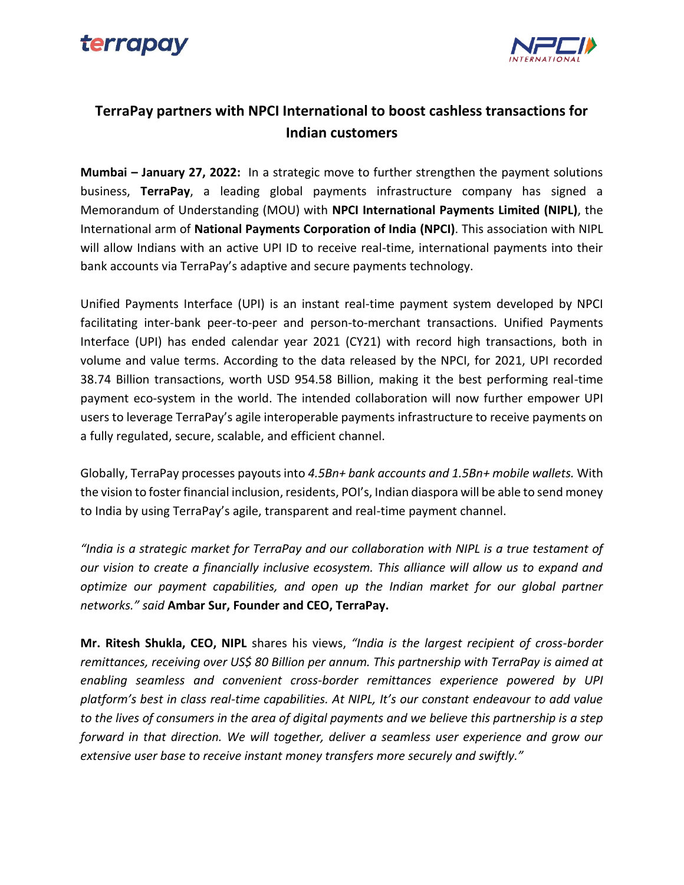# TerraPay partners with NPCI International to boost cashless transactions for Indian customers

**Mumbai – January 27, 2022:** In a strategic move to further strengthen the payment solutions business, **TerraPay**, a leading global payments infrastructure company has signed a Memorandum of Understanding (MOU) with **NPCI International Payments Limited (NIPL)**, the International arm of **National Payments Corporation of India (NPCI)**. This association with NIPL will allow Indians with an active UPI ID to receive real-time, international payments into their bank accounts via TerraPay's adaptive and secure payments technology.

Unified Payments Interface (UPI) is an instant real-time payment system developed by NPCI facilitating inter-bank peer-to-peer and person-to-merchant transactions. Unified Payments Interface (UPI) has ended calendar year 2021 (CY21) with record high transactions, both in volume and value terms. According to the data released by the NPCI, for 2021, UPI recorded 38.74 Billion transactions, worth USD 954.58 Billion, making it the best performing real-time payment eco-system in the world. The intended collaboration will now further empower UPI users to leverage TerraPay's agile interoperable payments infrastructure to receive payments on a fully regulated, secure, scalable, and efficient channel.

Globally, TerraPay processes payouts into *4.5Bn+ bank accounts and 1.5Bn+ mobile wallets.* With the vision to foster financial inclusion, residents, POI's, Indian diaspora will be able to send money to India by using TerraPay's agile, transparent and real-time payment channel.

*"India is a strategic market for TerraPay and our collaboration with NIPL is a true testament of our vision to create a financially inclusive ecosystem. This alliance will allow us to expand and optimize our payment capabilities, and open up the Indian market for our global partner networks." said* **Ambar Sur, Founder and CEO, TerraPay.**

**Mr. Ritesh Shukla, CEO, NIPL** shares his views, *"India is the largest recipient of cross-border remittances, receiving over US$ 80 Billion per annum. This partnership with TerraPay is aimed at enabling seamless and convenient cross-border remittances experience powered by UPI platform's best in class real-time capabilities. At NIPL, It's our constant endeavour to add value to the lives of consumers in the area of digital payments and we believe this partnership is a step forward in that direction. We will together, deliver a seamless user experience and grow our extensive user base to receive instant money transfers more securely and swiftly."*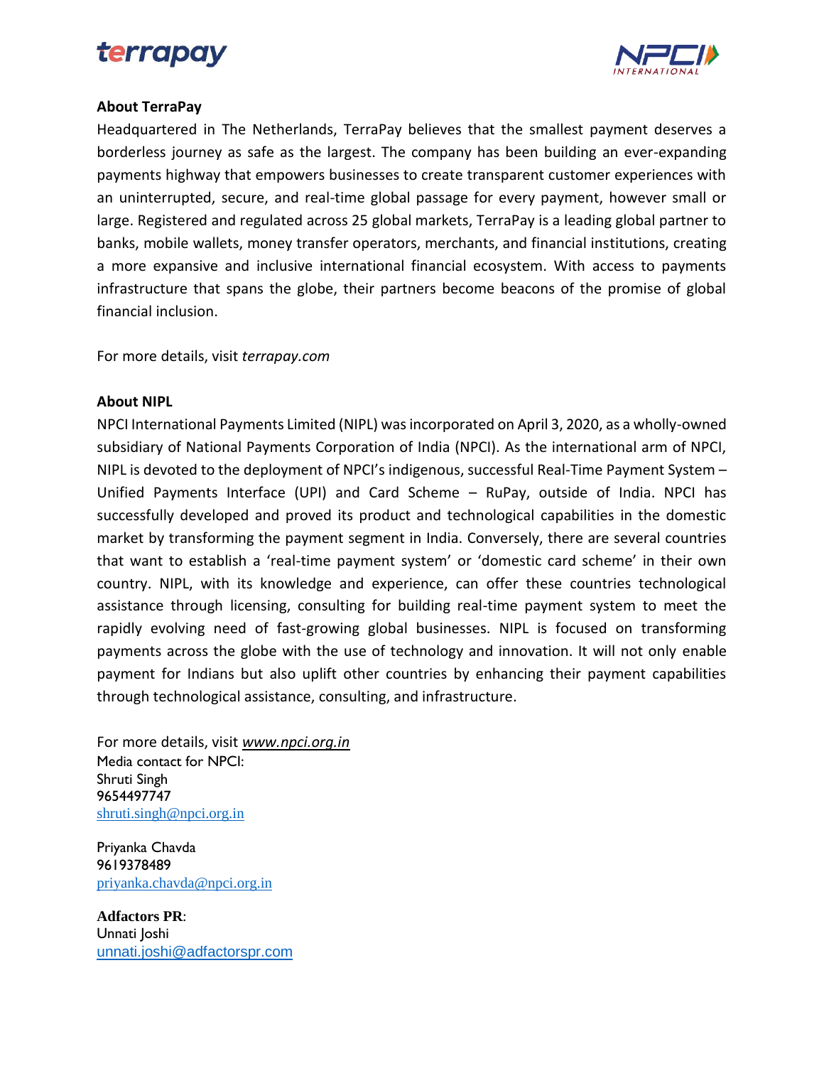**About TerraPay**

Headquartered in The Netherlands, TerraPay believes that the smallest payment deserves a borderless journey as safe as the largest. The company has been building an ever-expanding payments highway that empowers businesses to create transparent customer experiences with an uninterrupted, secure, and real-time global passage for every payment, however small or large. Registered and regulated across 25 global markets, TerraPay is a leading global partner to banks, mobile wallets, money transfer operators, merchants, and financial institutions, creating a more expansive and inclusive international financial ecosystem. With access to payments infrastructure that spans the globe, their partners become beacons of the promise of global financial inclusion.

For more details, visit *terrapay.com*

**About NIPL**

NPCI International Payments Limited (NIPL) was incorporated on April 3, 2020, as a wholly-owned subsidiary of National Payments Corporation of India (NPCI). As the international arm of NPCI, NIPL is devoted to the deployment of NPCI's indigenous, successful Real-Time Payment System – Unified Payments Interface (UPI) and Card Scheme – RuPay, outside of India. NPCI has successfully developed and proved its product and technological capabilities in the domestic market by transforming the payment segment in India. Conversely, there are several countries that want to establish a 'real-time payment system' or 'domestic card scheme' in their own country. NIPL, with its knowledge and experience, can offer these countries technological assistance through licensing, consulting for building real-time payment system to meet the rapidly evolving need of fast-growing global businesses. NIPL is focused on transforming payments across the globe with the use of technology and innovation. It will not only enable payment for Indians but also uplift other countries by enhancing their payment capabilities through technological assistance, consulting, and infrastructure.

For more details, visit *www.npci.org.in*
Media contact for NPCI:
Shruti Singh
9654497747
shruti.singh@npci.org.in

Priyanka Chavda
9619378489
priyanka.chavda@npci.org.in

**Adfactors PR**:
Unnati Joshi
unnati.joshi@adfactorspr.com